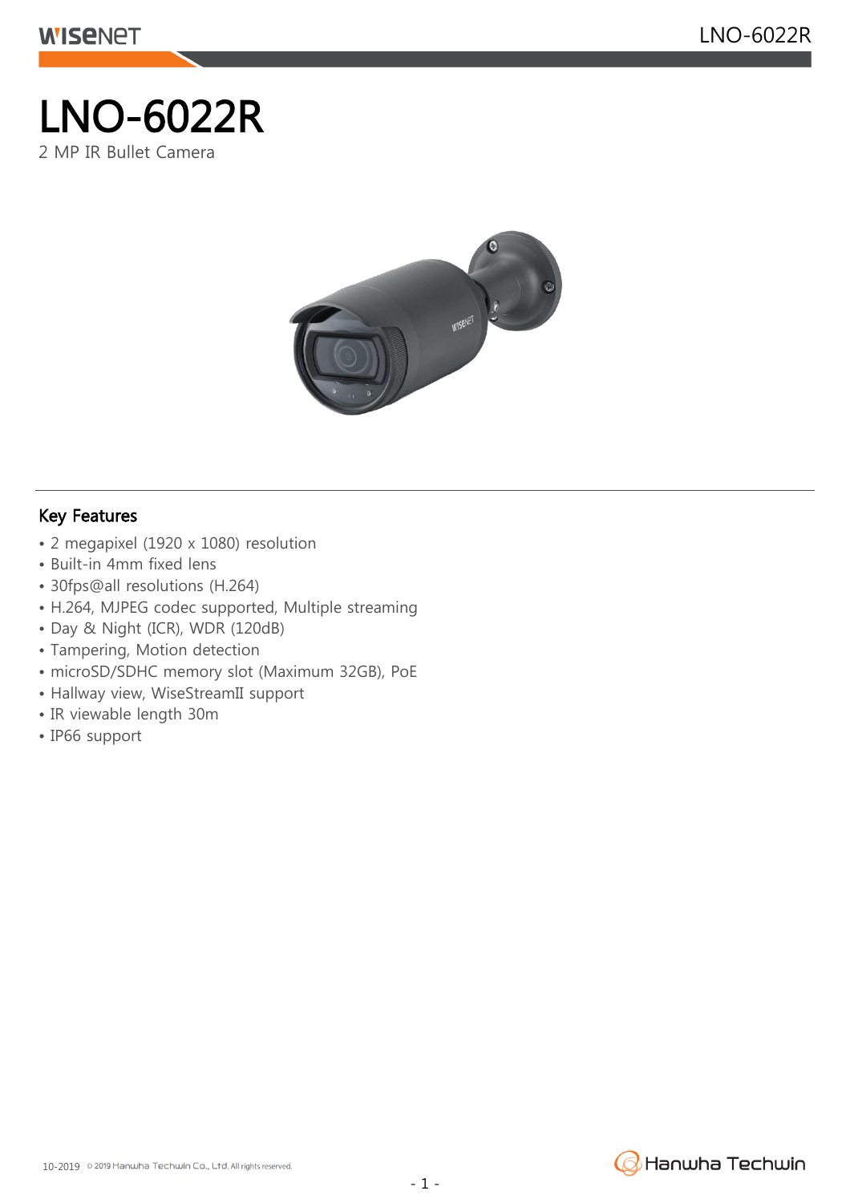# LNO-6022R

2 MP IR Bullet Camera

## Key Features

- 2 megapixel (1920 x 1080) resolution
- Built-in 4mm fixed lens
- 30fps@all resolutions (H.264)
- H.264, MJPEG codec supported, Multiple streaming
- Day & Night (ICR), WDR (120dB)
- Tampering, Motion detection
- microSD/SDHC memory slot (Maximum 32GB), PoE
- Hallway view, WiseStreamII support
- IR viewable length 30m
- IP66 support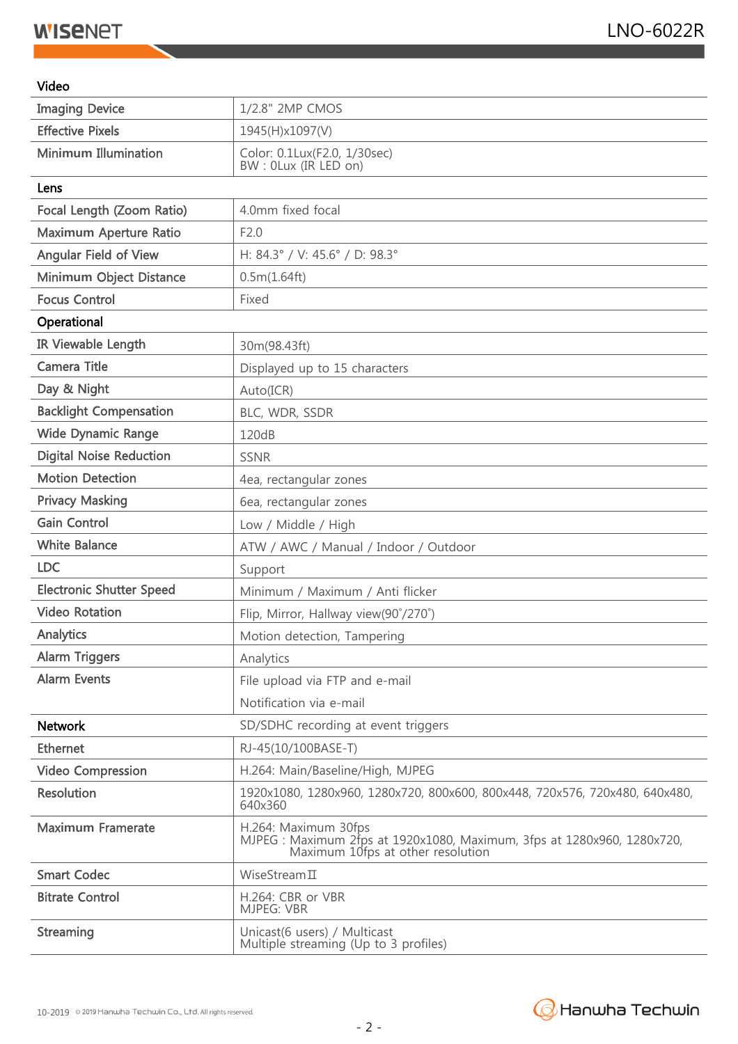| Video | |
|---|---|
| Imaging Device | 1/2.8" 2MP CMOS |
| Effective Pixels | 1945(H)x1097(V) |
| Minimum Illumination | Color: 0.1Lux(F2.0, 1/30sec)<br>BW : 0Lux (IR LED on) |
| **Lens** | |
| Focal Length (Zoom Ratio) | 4.0mm fixed focal |
| Maximum Aperture Ratio | F2.0 |
| Angular Field of View | H: 84.3° / V: 45.6° / D: 98.3° |
| Minimum Object Distance | 0.5m(1.64ft) |
| Focus Control | Fixed |
| **Operational** | |
| IR Viewable Length | 30m(98.43ft) |
| Camera Title | Displayed up to 15 characters |
| Day & Night | Auto(ICR) |
| Backlight Compensation | BLC, WDR, SSDR |
| Wide Dynamic Range | 120dB |
| Digital Noise Reduction | SSNR |
| Motion Detection | 4ea, rectangular zones |
| Privacy Masking | 6ea, rectangular zones |
| Gain Control | Low / Middle / High |
| White Balance | ATW / AWC / Manual / Indoor / Outdoor |
| LDC | Support |
| Electronic Shutter Speed | Minimum / Maximum / Anti flicker |
| Video Rotation | Flip, Mirror, Hallway view(90˚/270˚) |
| Analytics | Motion detection, Tampering |
| Alarm Triggers | Analytics |
| Alarm Events | File upload via FTP and e-mail<br>Notification via e-mail<br>SD/SDHC recording at event triggers |
| **Network** | |
| Ethernet | RJ-45(10/100BASE-T) |
| Video Compression | H.264: Main/Baseline/High, MJPEG |
| Resolution | 1920x1080, 1280x960, 1280x720, 800x600, 800x448, 720x576, 720x480, 640x480, 640x360 |
| Maximum Framerate | H.264: Maximum 30fps<br>MJPEG : Maximum 2fps at 1920x1080, Maximum, 3fps at 1280x960, 1280x720, Maximum 10fps at other resolution |
| Smart Codec | WiseStreamⅡ |
| Bitrate Control | H.264: CBR or VBR<br>MJPEG: VBR |
| Streaming | Unicast(6 users) / Multicast<br>Multiple streaming (Up to 3 profiles) |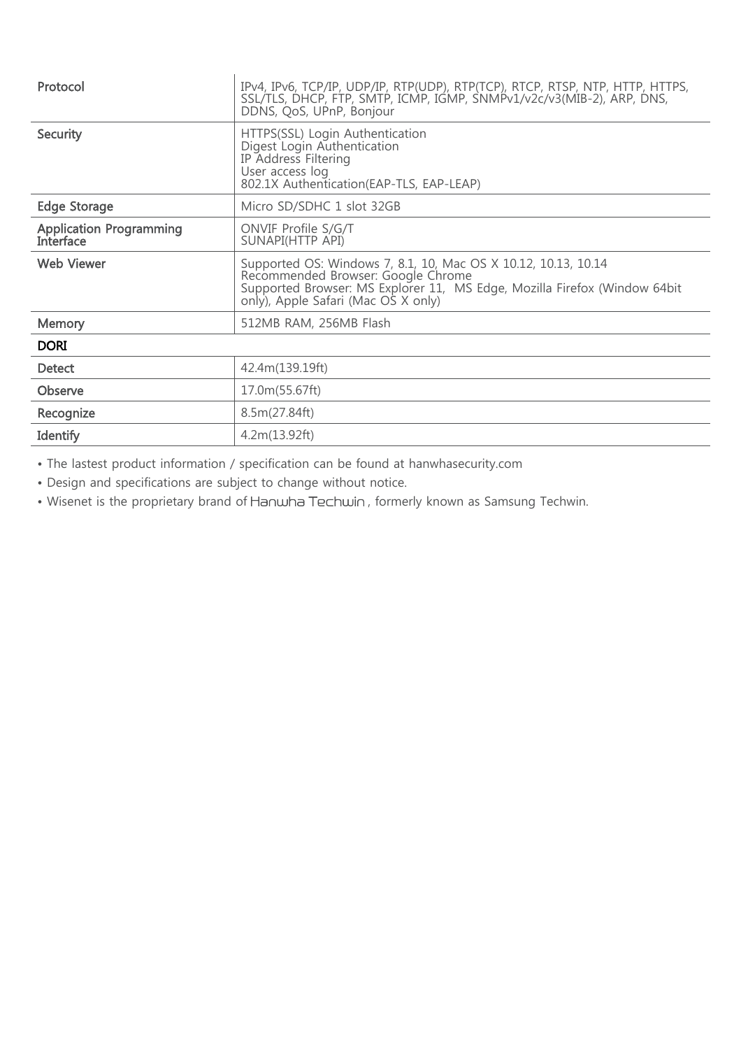| | |
|---|---|
| Protocol | IPv4, IPv6, TCP/IP, UDP/IP, RTP(UDP), RTP(TCP), RTCP, RTSP, NTP, HTTP, HTTPS, SSL/TLS, DHCP, FTP, SMTP, ICMP, IGMP, SNMPv1/v2c/v3(MIB-2), ARP, DNS, DDNS, QoS, UPnP, Bonjour |
| Security | HTTPS(SSL) Login Authentication<br>Digest Login Authentication<br>IP Address Filtering<br>User access log<br>802.1X Authentication(EAP-TLS, EAP-LEAP) |
| Edge Storage | Micro SD/SDHC 1 slot 32GB |
| Application Programming Interface | ONVIF Profile S/G/T<br>SUNAPI(HTTP API) |
| Web Viewer | Supported OS: Windows 7, 8.1, 10, Mac OS X 10.12, 10.13, 10.14<br>Recommended Browser: Google Chrome<br>Supported Browser: MS Explorer 11, MS Edge, Mozilla Firefox (Window 64bit only), Apple Safari (Mac OS X only) |
| Memory | 512MB RAM, 256MB Flash |
| **DORI** | |
| Detect | 42.4m(139.19ft) |
| Observe | 17.0m(55.67ft) |
| Recognize | 8.5m(27.84ft) |
| Identify | 4.2m(13.92ft) |

- The lastest product information / specification can be found at hanwhasecurity.com
- Design and specifications are subject to change without notice.
- Wisenet is the proprietary brand of Hanwha Techwin, formerly known as Samsung Techwin.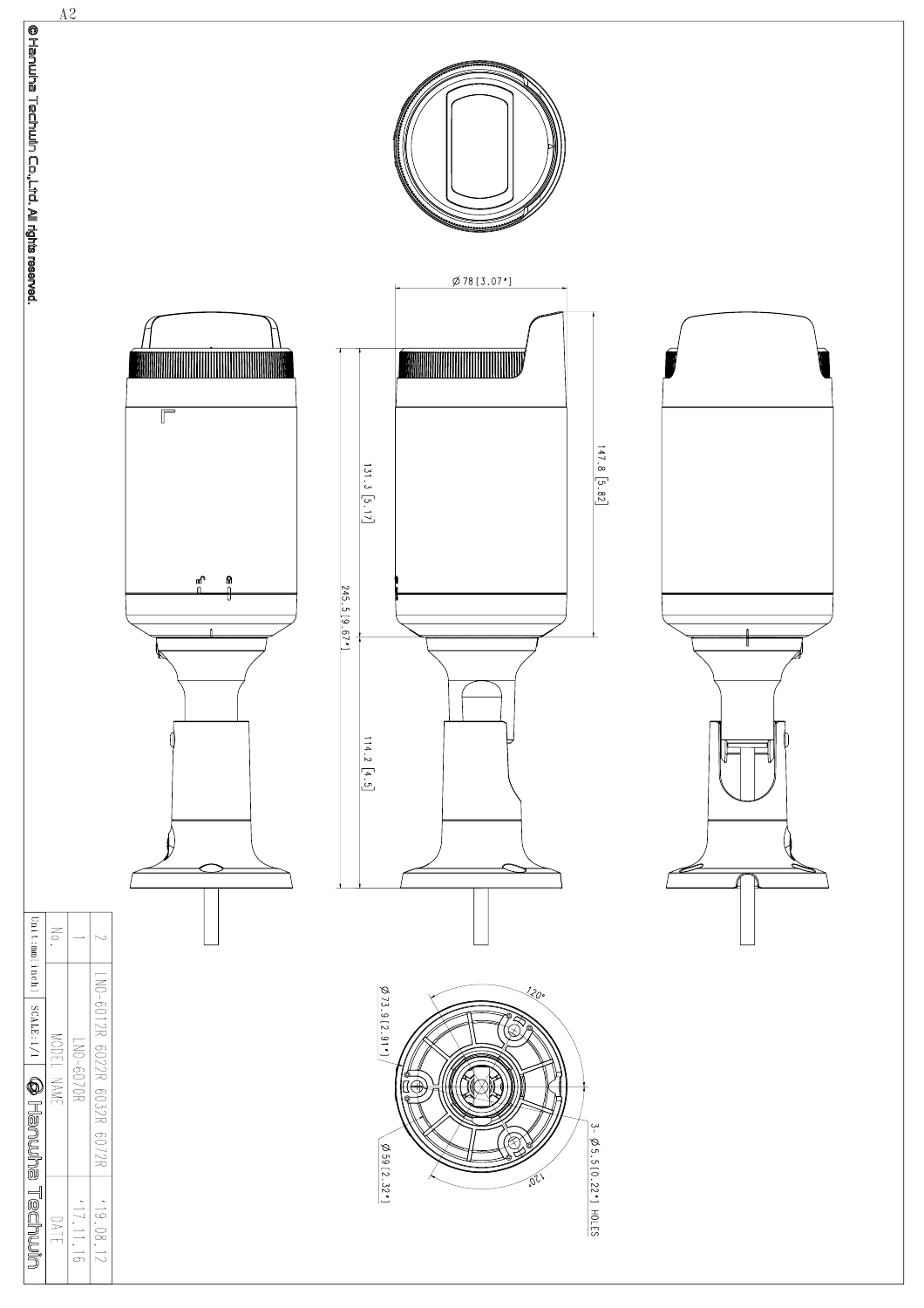A2

© Hanwha Techwin Co.,Ltd. All rights reserved.

Ø78[3.07"]

147.8 [5.82]

131.3 [5.17]

245.5[9.67"]

114.2 [4.5]

120°

Ø73.9[2.91"]

3-Ø5.5[0.22"] HOLES

Ø59[2.32"]

120°

| | | |
|---|---|---|
| 2 | LNO-6012R 6022R 6032R 6072R | '19.08.12 |
| 1 | LNO-6070R | '17.11.16 |
| No. | MODEL NAME | DATE |
| Unit:mm[inch] | SCALE:1/1 | Hanwha Techwin |